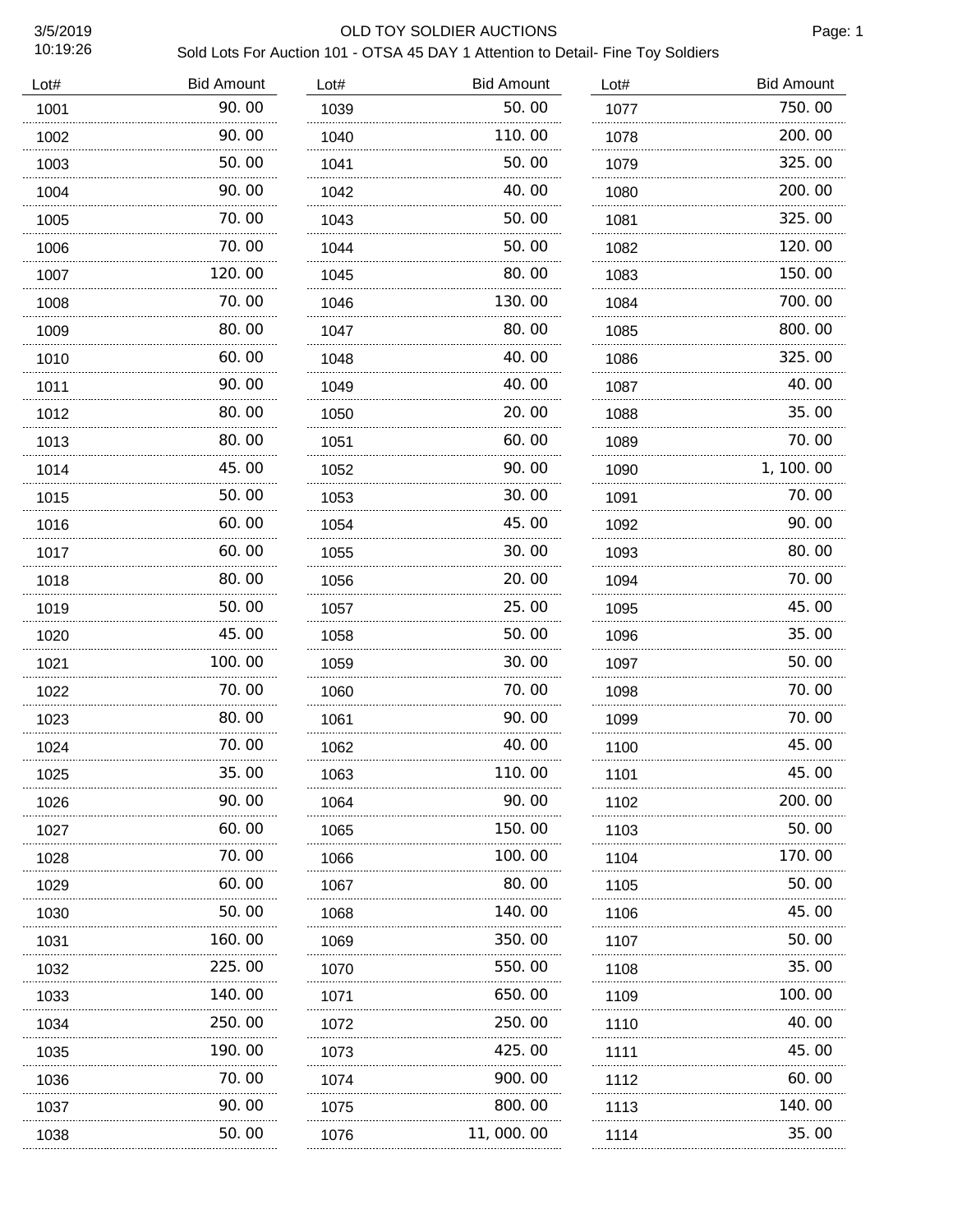# OLD TOY SOLDIER AUCTIONS

Sold Lots For Auction 101 - OTSA 45 DAY 1 Attention to Detail- Fine Toy Soldiers

3/5/2019
10:19:26

| Lot# | Bid Amount |
|---|---|
| 1001 | 90.00 |
| 1002 | 90.00 |
| 1003 | 50.00 |
| 1004 | 90.00 |
| 1005 | 70.00 |
| 1006 | 70.00 |
| 1007 | 120.00 |
| 1008 | 70.00 |
| 1009 | 80.00 |
| 1010 | 60.00 |
| 1011 | 90.00 |
| 1012 | 80.00 |
| 1013 | 80.00 |
| 1014 | 45.00 |
| 1015 | 50.00 |
| 1016 | 60.00 |
| 1017 | 60.00 |
| 1018 | 80.00 |
| 1019 | 50.00 |
| 1020 | 45.00 |
| 1021 | 100.00 |
| 1022 | 70.00 |
| 1023 | 80.00 |
| 1024 | 70.00 |
| 1025 | 35.00 |
| 1026 | 90.00 |
| 1027 | 60.00 |
| 1028 | 70.00 |
| 1029 | 60.00 |
| 1030 | 50.00 |
| 1031 | 160.00 |
| 1032 | 225.00 |
| 1033 | 140.00 |
| 1034 | 250.00 |
| 1035 | 190.00 |
| 1036 | 70.00 |
| 1037 | 90.00 |
| 1038 | 50.00 |
| 1039 | 50.00 |
| 1040 | 110.00 |
| 1041 | 50.00 |
| 1042 | 40.00 |
| 1043 | 50.00 |
| 1044 | 50.00 |
| 1045 | 80.00 |
| 1046 | 130.00 |
| 1047 | 80.00 |
| 1048 | 40.00 |
| 1049 | 40.00 |
| 1050 | 20.00 |
| 1051 | 60.00 |
| 1052 | 90.00 |
| 1053 | 30.00 |
| 1054 | 45.00 |
| 1055 | 30.00 |
| 1056 | 20.00 |
| 1057 | 25.00 |
| 1058 | 50.00 |
| 1059 | 30.00 |
| 1060 | 70.00 |
| 1061 | 90.00 |
| 1062 | 40.00 |
| 1063 | 110.00 |
| 1064 | 90.00 |
| 1065 | 150.00 |
| 1066 | 100.00 |
| 1067 | 80.00 |
| 1068 | 140.00 |
| 1069 | 350.00 |
| 1070 | 550.00 |
| 1071 | 650.00 |
| 1072 | 250.00 |
| 1073 | 425.00 |
| 1074 | 900.00 |
| 1075 | 800.00 |
| 1076 | 11,000.00 |
| 1077 | 750.00 |
| 1078 | 200.00 |
| 1079 | 325.00 |
| 1080 | 200.00 |
| 1081 | 325.00 |
| 1082 | 120.00 |
| 1083 | 150.00 |
| 1084 | 700.00 |
| 1085 | 800.00 |
| 1086 | 325.00 |
| 1087 | 40.00 |
| 1088 | 35.00 |
| 1089 | 70.00 |
| 1090 | 1,100.00 |
| 1091 | 70.00 |
| 1092 | 90.00 |
| 1093 | 80.00 |
| 1094 | 70.00 |
| 1095 | 45.00 |
| 1096 | 35.00 |
| 1097 | 50.00 |
| 1098 | 70.00 |
| 1099 | 70.00 |
| 1100 | 45.00 |
| 1101 | 45.00 |
| 1102 | 200.00 |
| 1103 | 50.00 |
| 1104 | 170.00 |
| 1105 | 50.00 |
| 1106 | 45.00 |
| 1107 | 50.00 |
| 1108 | 35.00 |
| 1109 | 100.00 |
| 1110 | 40.00 |
| 1111 | 45.00 |
| 1112 | 60.00 |
| 1113 | 140.00 |
| 1114 | 35.00 |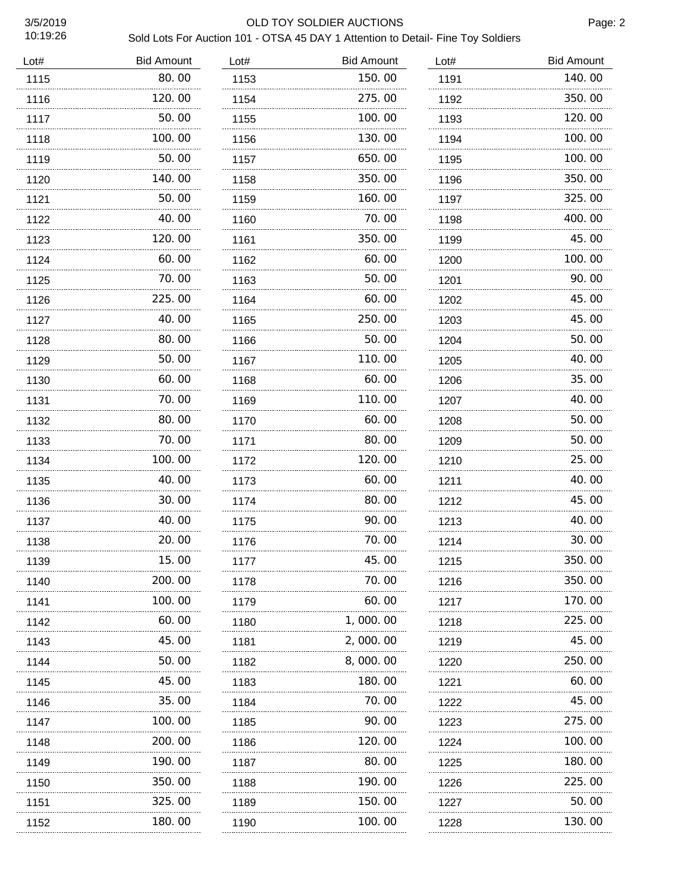# OLD TOY SOLDIER AUCTIONS

Sold Lots For Auction 101 - OTSA 45 DAY 1 Attention to Detail- Fine Toy Soldiers

3/5/2019 10:19:26

| Lot# | Bid Amount | Lot# | Bid Amount | Lot# | Bid Amount |
|---|---|---|---|---|---|
| 1115 | 80.00 | 1153 | 150.00 | 1191 | 140.00 |
| 1116 | 120.00 | 1154 | 275.00 | 1192 | 350.00 |
| 1117 | 50.00 | 1155 | 100.00 | 1193 | 120.00 |
| 1118 | 100.00 | 1156 | 130.00 | 1194 | 100.00 |
| 1119 | 50.00 | 1157 | 650.00 | 1195 | 100.00 |
| 1120 | 140.00 | 1158 | 350.00 | 1196 | 350.00 |
| 1121 | 50.00 | 1159 | 160.00 | 1197 | 325.00 |
| 1122 | 40.00 | 1160 | 70.00 | 1198 | 400.00 |
| 1123 | 120.00 | 1161 | 350.00 | 1199 | 45.00 |
| 1124 | 60.00 | 1162 | 60.00 | 1200 | 100.00 |
| 1125 | 70.00 | 1163 | 50.00 | 1201 | 90.00 |
| 1126 | 225.00 | 1164 | 60.00 | 1202 | 45.00 |
| 1127 | 40.00 | 1165 | 250.00 | 1203 | 45.00 |
| 1128 | 80.00 | 1166 | 50.00 | 1204 | 50.00 |
| 1129 | 50.00 | 1167 | 110.00 | 1205 | 40.00 |
| 1130 | 60.00 | 1168 | 60.00 | 1206 | 35.00 |
| 1131 | 70.00 | 1169 | 110.00 | 1207 | 40.00 |
| 1132 | 80.00 | 1170 | 60.00 | 1208 | 50.00 |
| 1133 | 70.00 | 1171 | 80.00 | 1209 | 50.00 |
| 1134 | 100.00 | 1172 | 120.00 | 1210 | 25.00 |
| 1135 | 40.00 | 1173 | 60.00 | 1211 | 40.00 |
| 1136 | 30.00 | 1174 | 80.00 | 1212 | 45.00 |
| 1137 | 40.00 | 1175 | 90.00 | 1213 | 40.00 |
| 1138 | 20.00 | 1176 | 70.00 | 1214 | 30.00 |
| 1139 | 15.00 | 1177 | 45.00 | 1215 | 350.00 |
| 1140 | 200.00 | 1178 | 70.00 | 1216 | 350.00 |
| 1141 | 100.00 | 1179 | 60.00 | 1217 | 170.00 |
| 1142 | 60.00 | 1180 | 1,000.00 | 1218 | 225.00 |
| 1143 | 45.00 | 1181 | 2,000.00 | 1219 | 45.00 |
| 1144 | 50.00 | 1182 | 8,000.00 | 1220 | 250.00 |
| 1145 | 45.00 | 1183 | 180.00 | 1221 | 60.00 |
| 1146 | 35.00 | 1184 | 70.00 | 1222 | 45.00 |
| 1147 | 100.00 | 1185 | 90.00 | 1223 | 275.00 |
| 1148 | 200.00 | 1186 | 120.00 | 1224 | 100.00 |
| 1149 | 190.00 | 1187 | 80.00 | 1225 | 180.00 |
| 1150 | 350.00 | 1188 | 190.00 | 1226 | 225.00 |
| 1151 | 325.00 | 1189 | 150.00 | 1227 | 50.00 |
| 1152 | 180.00 | 1190 | 100.00 | 1228 | 130.00 |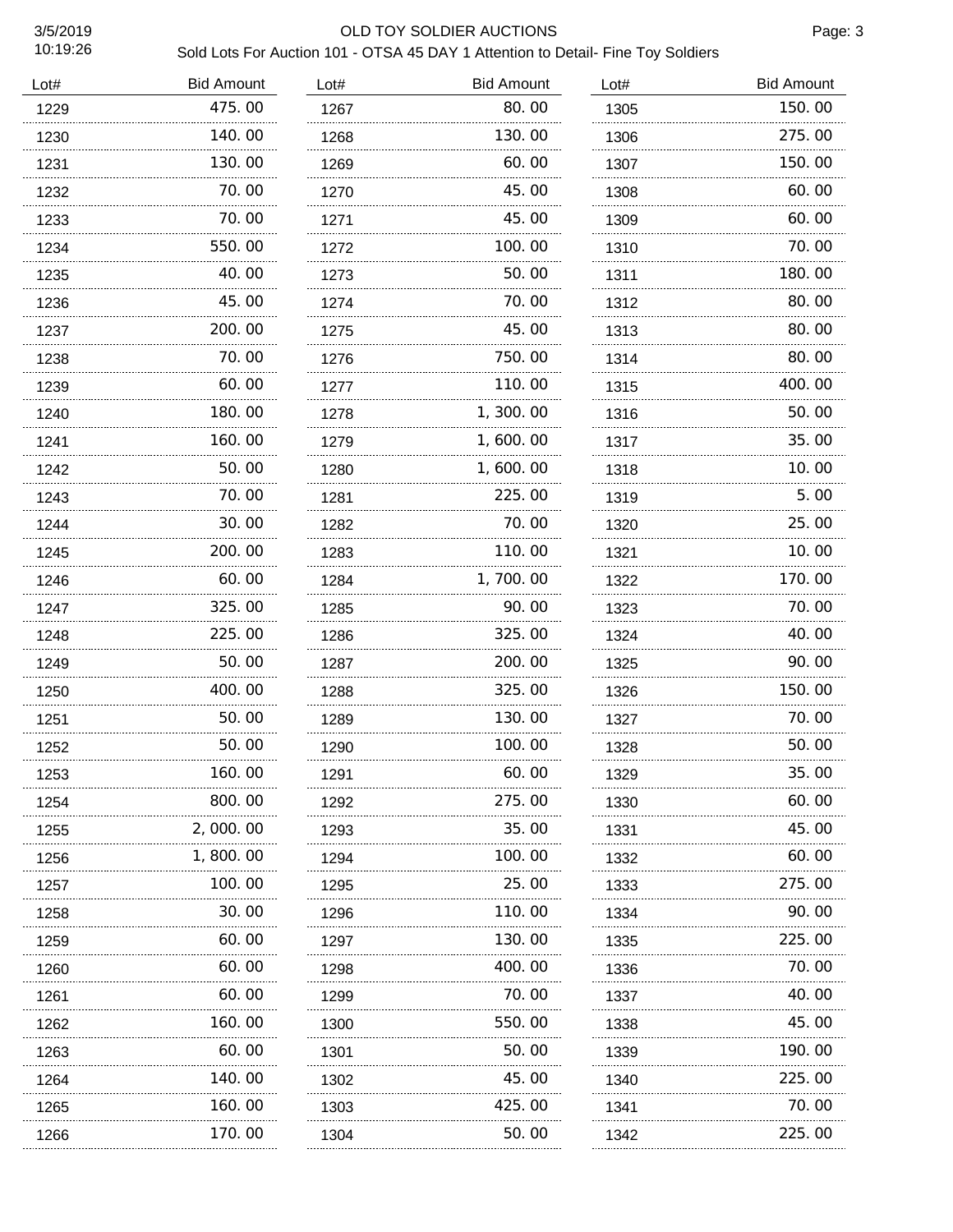# OLD TOY SOLDIER AUCTIONS

3/5/2019
10:19:26

Sold Lots For Auction 101 - OTSA 45 DAY 1 Attention to Detail- Fine Toy Soldiers

| Lot# | Bid Amount | Lot# | Bid Amount | Lot# | Bid Amount |
|---|---|---|---|---|---|
| 1229 | 475.00 | 1267 | 80.00 | 1305 | 150.00 |
| 1230 | 140.00 | 1268 | 130.00 | 1306 | 275.00 |
| 1231 | 130.00 | 1269 | 60.00 | 1307 | 150.00 |
| 1232 | 70.00 | 1270 | 45.00 | 1308 | 60.00 |
| 1233 | 70.00 | 1271 | 45.00 | 1309 | 60.00 |
| 1234 | 550.00 | 1272 | 100.00 | 1310 | 70.00 |
| 1235 | 40.00 | 1273 | 50.00 | 1311 | 180.00 |
| 1236 | 45.00 | 1274 | 70.00 | 1312 | 80.00 |
| 1237 | 200.00 | 1275 | 45.00 | 1313 | 80.00 |
| 1238 | 70.00 | 1276 | 750.00 | 1314 | 80.00 |
| 1239 | 60.00 | 1277 | 110.00 | 1315 | 400.00 |
| 1240 | 180.00 | 1278 | 1,300.00 | 1316 | 50.00 |
| 1241 | 160.00 | 1279 | 1,600.00 | 1317 | 35.00 |
| 1242 | 50.00 | 1280 | 1,600.00 | 1318 | 10.00 |
| 1243 | 70.00 | 1281 | 225.00 | 1319 | 5.00 |
| 1244 | 30.00 | 1282 | 70.00 | 1320 | 25.00 |
| 1245 | 200.00 | 1283 | 110.00 | 1321 | 10.00 |
| 1246 | 60.00 | 1284 | 1,700.00 | 1322 | 170.00 |
| 1247 | 325.00 | 1285 | 90.00 | 1323 | 70.00 |
| 1248 | 225.00 | 1286 | 325.00 | 1324 | 40.00 |
| 1249 | 50.00 | 1287 | 200.00 | 1325 | 90.00 |
| 1250 | 400.00 | 1288 | 325.00 | 1326 | 150.00 |
| 1251 | 50.00 | 1289 | 130.00 | 1327 | 70.00 |
| 1252 | 50.00 | 1290 | 100.00 | 1328 | 50.00 |
| 1253 | 160.00 | 1291 | 60.00 | 1329 | 35.00 |
| 1254 | 800.00 | 1292 | 275.00 | 1330 | 60.00 |
| 1255 | 2,000.00 | 1293 | 35.00 | 1331 | 45.00 |
| 1256 | 1,800.00 | 1294 | 100.00 | 1332 | 60.00 |
| 1257 | 100.00 | 1295 | 25.00 | 1333 | 275.00 |
| 1258 | 30.00 | 1296 | 110.00 | 1334 | 90.00 |
| 1259 | 60.00 | 1297 | 130.00 | 1335 | 225.00 |
| 1260 | 60.00 | 1298 | 400.00 | 1336 | 70.00 |
| 1261 | 60.00 | 1299 | 70.00 | 1337 | 40.00 |
| 1262 | 160.00 | 1300 | 550.00 | 1338 | 45.00 |
| 1263 | 60.00 | 1301 | 50.00 | 1339 | 190.00 |
| 1264 | 140.00 | 1302 | 45.00 | 1340 | 225.00 |
| 1265 | 160.00 | 1303 | 425.00 | 1341 | 70.00 |
| 1266 | 170.00 | 1304 | 50.00 | 1342 | 225.00 |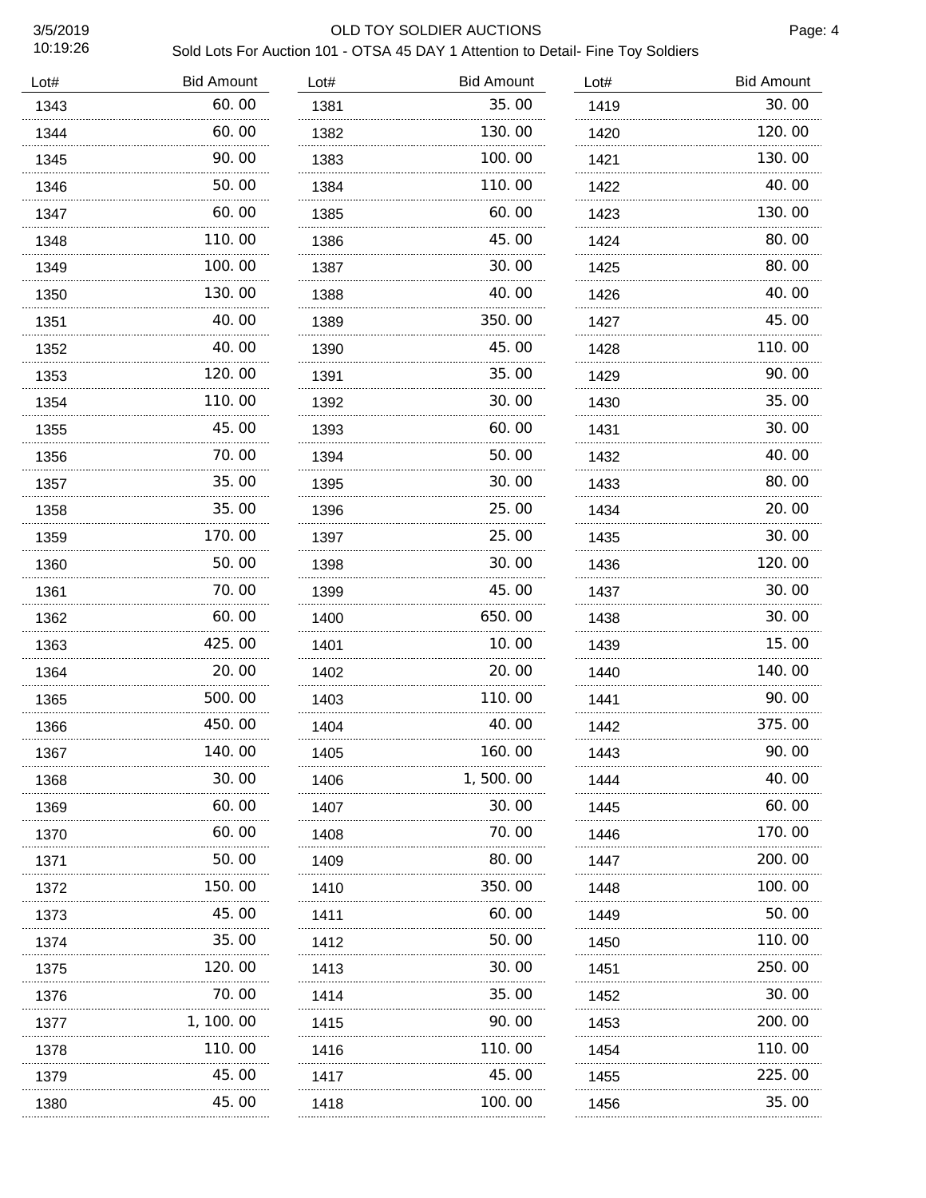# OLD TOY SOLDIER AUCTIONS

## Sold Lots For Auction 101 - OTSA 45 DAY 1 Attention to Detail- Fine Toy Soldiers

3/5/2019
10:19:26

| Lot# | Bid Amount | Lot# | Bid Amount | Lot# | Bid Amount |
|---|---|---|---|---|---|
| 1343 | 60.00 | 1381 | 35.00 | 1419 | 30.00 |
| 1344 | 60.00 | 1382 | 130.00 | 1420 | 120.00 |
| 1345 | 90.00 | 1383 | 100.00 | 1421 | 130.00 |
| 1346 | 50.00 | 1384 | 110.00 | 1422 | 40.00 |
| 1347 | 60.00 | 1385 | 60.00 | 1423 | 130.00 |
| 1348 | 110.00 | 1386 | 45.00 | 1424 | 80.00 |
| 1349 | 100.00 | 1387 | 30.00 | 1425 | 80.00 |
| 1350 | 130.00 | 1388 | 40.00 | 1426 | 40.00 |
| 1351 | 40.00 | 1389 | 350.00 | 1427 | 45.00 |
| 1352 | 40.00 | 1390 | 45.00 | 1428 | 110.00 |
| 1353 | 120.00 | 1391 | 35.00 | 1429 | 90.00 |
| 1354 | 110.00 | 1392 | 30.00 | 1430 | 35.00 |
| 1355 | 45.00 | 1393 | 60.00 | 1431 | 30.00 |
| 1356 | 70.00 | 1394 | 50.00 | 1432 | 40.00 |
| 1357 | 35.00 | 1395 | 30.00 | 1433 | 80.00 |
| 1358 | 35.00 | 1396 | 25.00 | 1434 | 20.00 |
| 1359 | 170.00 | 1397 | 25.00 | 1435 | 30.00 |
| 1360 | 50.00 | 1398 | 30.00 | 1436 | 120.00 |
| 1361 | 70.00 | 1399 | 45.00 | 1437 | 30.00 |
| 1362 | 60.00 | 1400 | 650.00 | 1438 | 30.00 |
| 1363 | 425.00 | 1401 | 10.00 | 1439 | 15.00 |
| 1364 | 20.00 | 1402 | 20.00 | 1440 | 140.00 |
| 1365 | 500.00 | 1403 | 110.00 | 1441 | 90.00 |
| 1366 | 450.00 | 1404 | 40.00 | 1442 | 375.00 |
| 1367 | 140.00 | 1405 | 160.00 | 1443 | 90.00 |
| 1368 | 30.00 | 1406 | 1,500.00 | 1444 | 40.00 |
| 1369 | 60.00 | 1407 | 30.00 | 1445 | 60.00 |
| 1370 | 60.00 | 1408 | 70.00 | 1446 | 170.00 |
| 1371 | 50.00 | 1409 | 80.00 | 1447 | 200.00 |
| 1372 | 150.00 | 1410 | 350.00 | 1448 | 100.00 |
| 1373 | 45.00 | 1411 | 60.00 | 1449 | 50.00 |
| 1374 | 35.00 | 1412 | 50.00 | 1450 | 110.00 |
| 1375 | 120.00 | 1413 | 30.00 | 1451 | 250.00 |
| 1376 | 70.00 | 1414 | 35.00 | 1452 | 30.00 |
| 1377 | 1,100.00 | 1415 | 90.00 | 1453 | 200.00 |
| 1378 | 110.00 | 1416 | 110.00 | 1454 | 110.00 |
| 1379 | 45.00 | 1417 | 45.00 | 1455 | 225.00 |
| 1380 | 45.00 | 1418 | 100.00 | 1456 | 35.00 |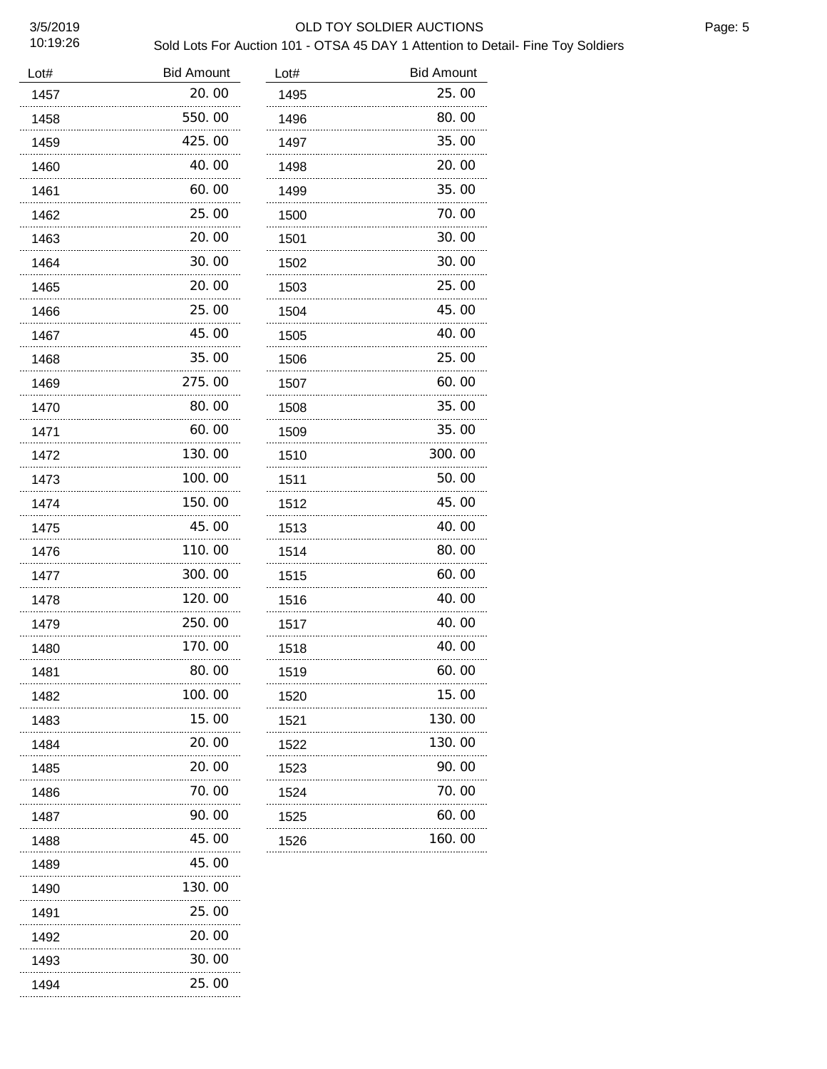# OLD TOY SOLDIER AUCTIONS

## Sold Lots For Auction 101 - OTSA 45 DAY 1 Attention to Detail- Fine Toy Soldiers

3/5/2019
10:19:26

| Lot# | Bid Amount |
|---|---|
| 1457 | 20.00 |
| 1458 | 550.00 |
| 1459 | 425.00 |
| 1460 | 40.00 |
| 1461 | 60.00 |
| 1462 | 25.00 |
| 1463 | 20.00 |
| 1464 | 30.00 |
| 1465 | 20.00 |
| 1466 | 25.00 |
| 1467 | 45.00 |
| 1468 | 35.00 |
| 1469 | 275.00 |
| 1470 | 80.00 |
| 1471 | 60.00 |
| 1472 | 130.00 |
| 1473 | 100.00 |
| 1474 | 150.00 |
| 1475 | 45.00 |
| 1476 | 110.00 |
| 1477 | 300.00 |
| 1478 | 120.00 |
| 1479 | 250.00 |
| 1480 | 170.00 |
| 1481 | 80.00 |
| 1482 | 100.00 |
| 1483 | 15.00 |
| 1484 | 20.00 |
| 1485 | 20.00 |
| 1486 | 70.00 |
| 1487 | 90.00 |
| 1488 | 45.00 |
| 1489 | 45.00 |
| 1490 | 130.00 |
| 1491 | 25.00 |
| 1492 | 20.00 |
| 1493 | 30.00 |
| 1494 | 25.00 |
| 1495 | 25.00 |
| 1496 | 80.00 |
| 1497 | 35.00 |
| 1498 | 20.00 |
| 1499 | 35.00 |
| 1500 | 70.00 |
| 1501 | 30.00 |
| 1502 | 30.00 |
| 1503 | 25.00 |
| 1504 | 45.00 |
| 1505 | 40.00 |
| 1506 | 25.00 |
| 1507 | 60.00 |
| 1508 | 35.00 |
| 1509 | 35.00 |
| 1510 | 300.00 |
| 1511 | 50.00 |
| 1512 | 45.00 |
| 1513 | 40.00 |
| 1514 | 80.00 |
| 1515 | 60.00 |
| 1516 | 40.00 |
| 1517 | 40.00 |
| 1518 | 40.00 |
| 1519 | 60.00 |
| 1520 | 15.00 |
| 1521 | 130.00 |
| 1522 | 130.00 |
| 1523 | 90.00 |
| 1524 | 70.00 |
| 1525 | 60.00 |
| 1526 | 160.00 |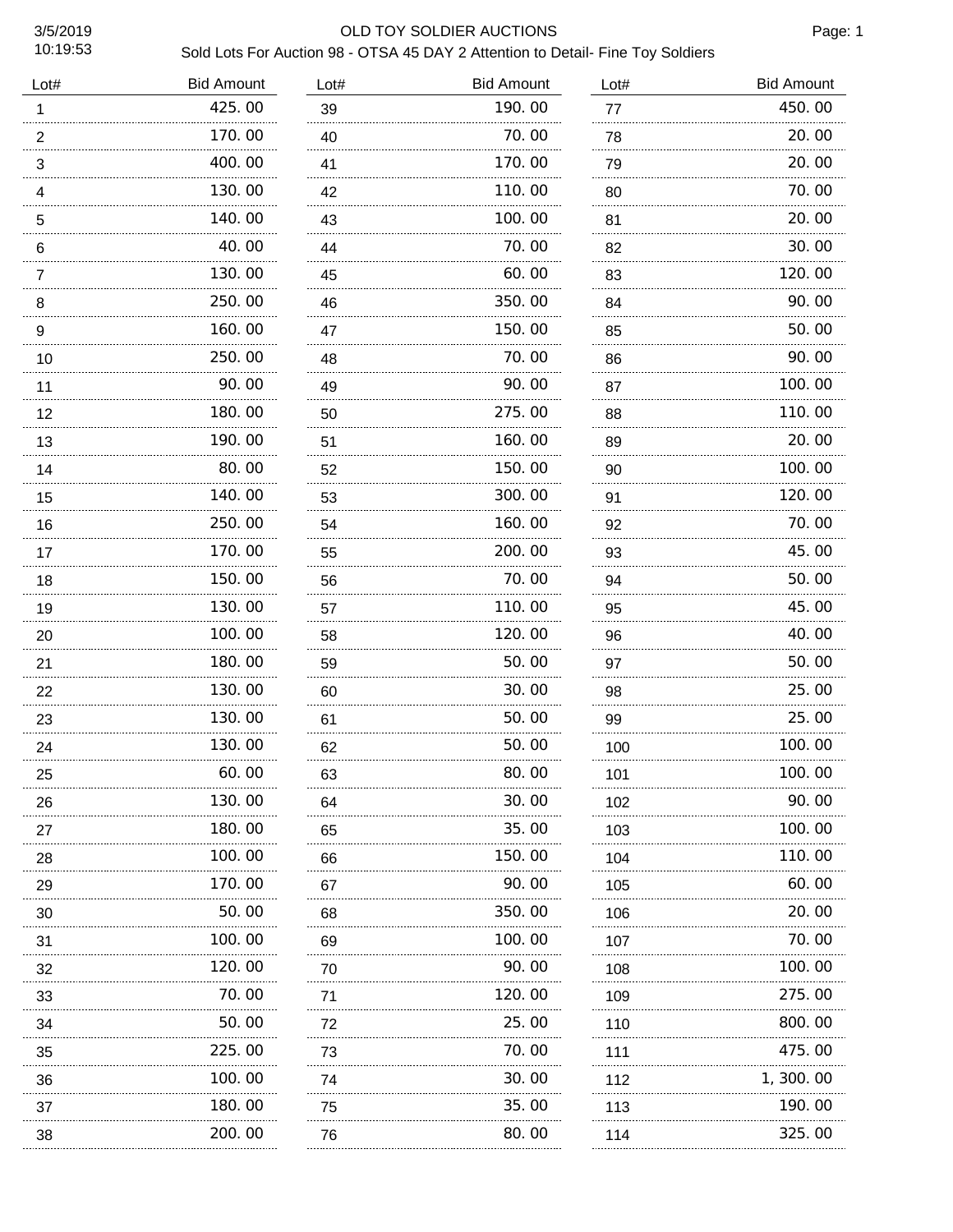# OLD TOY SOLDIER AUCTIONS

3/5/2019
10:19:53

## Sold Lots For Auction 98 - OTSA 45 DAY 2 Attention to Detail- Fine Toy Soldiers

| Lot# | Bid Amount |
|---|---|
| 1 | 425.00 |
| 2 | 170.00 |
| 3 | 400.00 |
| 4 | 130.00 |
| 5 | 140.00 |
| 6 | 40.00 |
| 7 | 130.00 |
| 8 | 250.00 |
| 9 | 160.00 |
| 10 | 250.00 |
| 11 | 90.00 |
| 12 | 180.00 |
| 13 | 190.00 |
| 14 | 80.00 |
| 15 | 140.00 |
| 16 | 250.00 |
| 17 | 170.00 |
| 18 | 150.00 |
| 19 | 130.00 |
| 20 | 100.00 |
| 21 | 180.00 |
| 22 | 130.00 |
| 23 | 130.00 |
| 24 | 130.00 |
| 25 | 60.00 |
| 26 | 130.00 |
| 27 | 180.00 |
| 28 | 100.00 |
| 29 | 170.00 |
| 30 | 50.00 |
| 31 | 100.00 |
| 32 | 120.00 |
| 33 | 70.00 |
| 34 | 50.00 |
| 35 | 225.00 |
| 36 | 100.00 |
| 37 | 180.00 |
| 38 | 200.00 |
| 39 | 190.00 |
| 40 | 70.00 |
| 41 | 170.00 |
| 42 | 110.00 |
| 43 | 100.00 |
| 44 | 70.00 |
| 45 | 60.00 |
| 46 | 350.00 |
| 47 | 150.00 |
| 48 | 70.00 |
| 49 | 90.00 |
| 50 | 275.00 |
| 51 | 160.00 |
| 52 | 150.00 |
| 53 | 300.00 |
| 54 | 160.00 |
| 55 | 200.00 |
| 56 | 70.00 |
| 57 | 110.00 |
| 58 | 120.00 |
| 59 | 50.00 |
| 60 | 30.00 |
| 61 | 50.00 |
| 62 | 50.00 |
| 63 | 80.00 |
| 64 | 30.00 |
| 65 | 35.00 |
| 66 | 150.00 |
| 67 | 90.00 |
| 68 | 350.00 |
| 69 | 100.00 |
| 70 | 90.00 |
| 71 | 120.00 |
| 72 | 25.00 |
| 73 | 70.00 |
| 74 | 30.00 |
| 75 | 35.00 |
| 76 | 80.00 |
| 77 | 450.00 |
| 78 | 20.00 |
| 79 | 20.00 |
| 80 | 70.00 |
| 81 | 20.00 |
| 82 | 30.00 |
| 83 | 120.00 |
| 84 | 90.00 |
| 85 | 50.00 |
| 86 | 90.00 |
| 87 | 100.00 |
| 88 | 110.00 |
| 89 | 20.00 |
| 90 | 100.00 |
| 91 | 120.00 |
| 92 | 70.00 |
| 93 | 45.00 |
| 94 | 50.00 |
| 95 | 45.00 |
| 96 | 40.00 |
| 97 | 50.00 |
| 98 | 25.00 |
| 99 | 25.00 |
| 100 | 100.00 |
| 101 | 100.00 |
| 102 | 90.00 |
| 103 | 100.00 |
| 104 | 110.00 |
| 105 | 60.00 |
| 106 | 20.00 |
| 107 | 70.00 |
| 108 | 100.00 |
| 109 | 275.00 |
| 110 | 800.00 |
| 111 | 475.00 |
| 112 | 1,300.00 |
| 113 | 190.00 |
| 114 | 325.00 |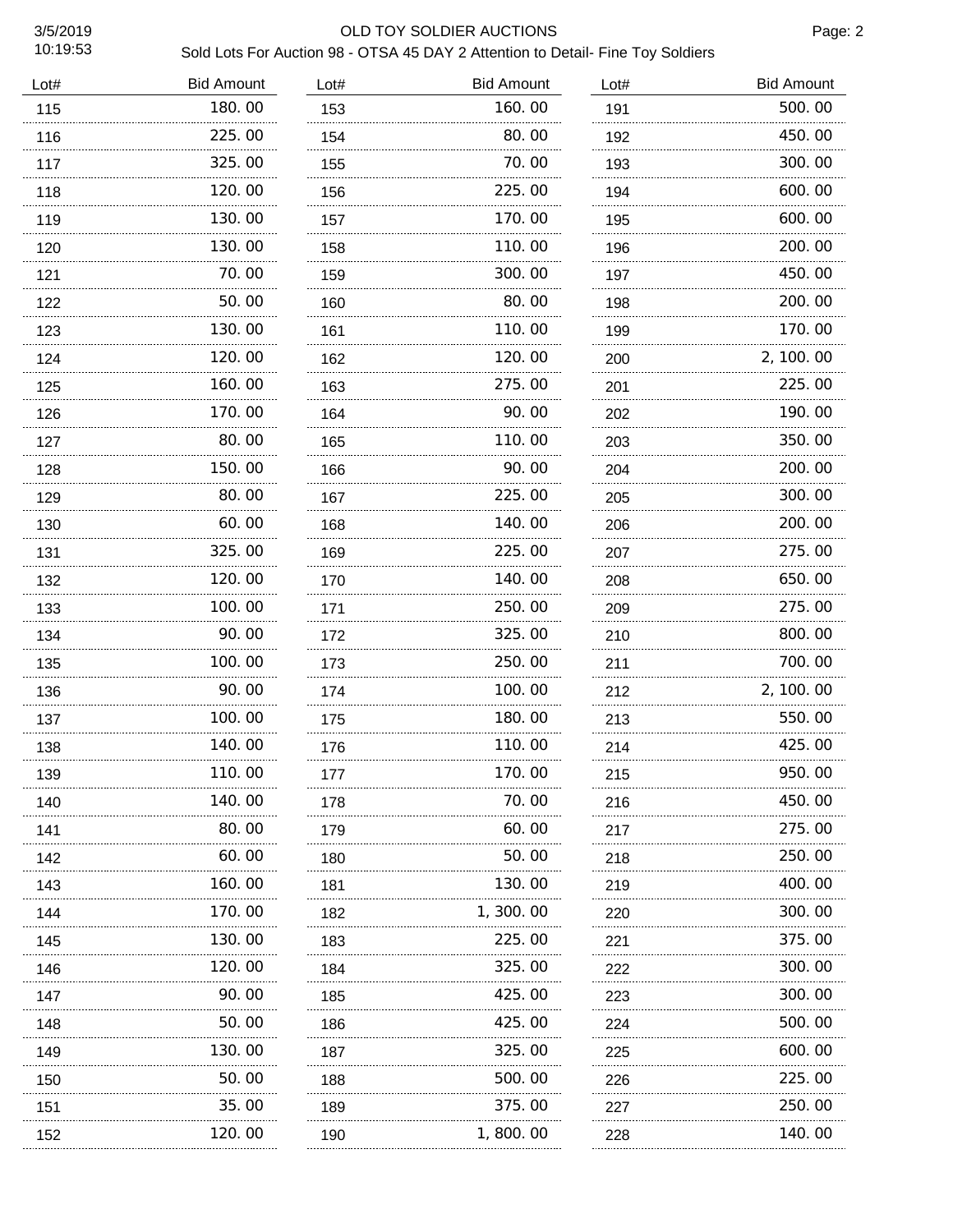# OLD TOY SOLDIER AUCTIONS

Sold Lots For Auction 98 - OTSA 45 DAY 2 Attention to Detail- Fine Toy Soldiers

| Lot# | Bid Amount | Lot# | Bid Amount | Lot# | Bid Amount |
|---|---|---|---|---|---|
| 115 | 180.00 | 153 | 160.00 | 191 | 500.00 |
| 116 | 225.00 | 154 | 80.00 | 192 | 450.00 |
| 117 | 325.00 | 155 | 70.00 | 193 | 300.00 |
| 118 | 120.00 | 156 | 225.00 | 194 | 600.00 |
| 119 | 130.00 | 157 | 170.00 | 195 | 600.00 |
| 120 | 130.00 | 158 | 110.00 | 196 | 200.00 |
| 121 | 70.00 | 159 | 300.00 | 197 | 450.00 |
| 122 | 50.00 | 160 | 80.00 | 198 | 200.00 |
| 123 | 130.00 | 161 | 110.00 | 199 | 170.00 |
| 124 | 120.00 | 162 | 120.00 | 200 | 2,100.00 |
| 125 | 160.00 | 163 | 275.00 | 201 | 225.00 |
| 126 | 170.00 | 164 | 90.00 | 202 | 190.00 |
| 127 | 80.00 | 165 | 110.00 | 203 | 350.00 |
| 128 | 150.00 | 166 | 90.00 | 204 | 200.00 |
| 129 | 80.00 | 167 | 225.00 | 205 | 300.00 |
| 130 | 60.00 | 168 | 140.00 | 206 | 200.00 |
| 131 | 325.00 | 169 | 225.00 | 207 | 275.00 |
| 132 | 120.00 | 170 | 140.00 | 208 | 650.00 |
| 133 | 100.00 | 171 | 250.00 | 209 | 275.00 |
| 134 | 90.00 | 172 | 325.00 | 210 | 800.00 |
| 135 | 100.00 | 173 | 250.00 | 211 | 700.00 |
| 136 | 90.00 | 174 | 100.00 | 212 | 2,100.00 |
| 137 | 100.00 | 175 | 180.00 | 213 | 550.00 |
| 138 | 140.00 | 176 | 110.00 | 214 | 425.00 |
| 139 | 110.00 | 177 | 170.00 | 215 | 950.00 |
| 140 | 140.00 | 178 | 70.00 | 216 | 450.00 |
| 141 | 80.00 | 179 | 60.00 | 217 | 275.00 |
| 142 | 60.00 | 180 | 50.00 | 218 | 250.00 |
| 143 | 160.00 | 181 | 130.00 | 219 | 400.00 |
| 144 | 170.00 | 182 | 1,300.00 | 220 | 300.00 |
| 145 | 130.00 | 183 | 225.00 | 221 | 375.00 |
| 146 | 120.00 | 184 | 325.00 | 222 | 300.00 |
| 147 | 90.00 | 185 | 425.00 | 223 | 300.00 |
| 148 | 50.00 | 186 | 425.00 | 224 | 500.00 |
| 149 | 130.00 | 187 | 325.00 | 225 | 600.00 |
| 150 | 50.00 | 188 | 500.00 | 226 | 225.00 |
| 151 | 35.00 | 189 | 375.00 | 227 | 250.00 |
| 152 | 120.00 | 190 | 1,800.00 | 228 | 140.00 |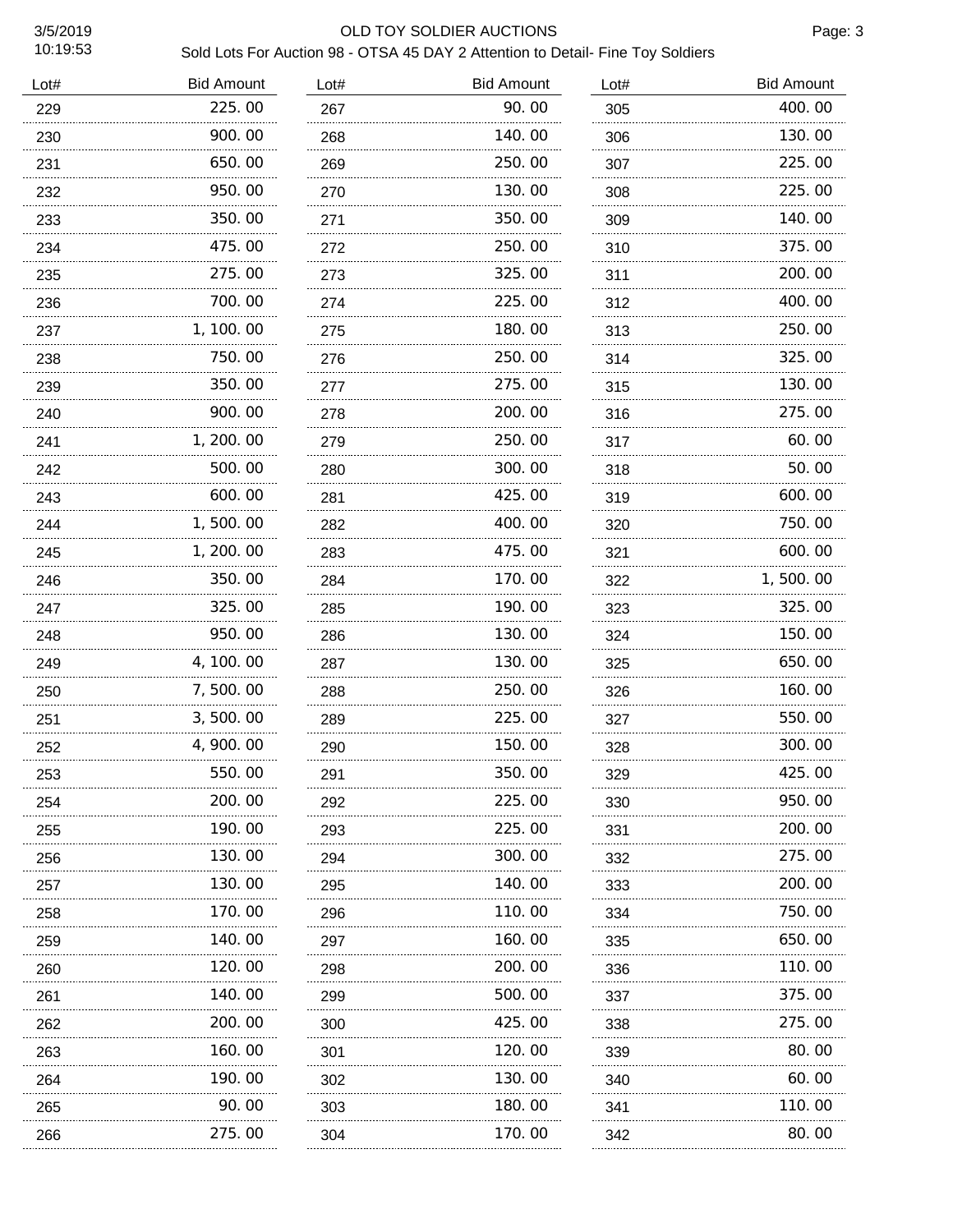# OLD TOY SOLDIER AUCTIONS

## Sold Lots For Auction 98 - OTSA 45 DAY 2 Attention to Detail- Fine Toy Soldiers

3/5/2019 10:19:53

| Lot# | Bid Amount | Lot# | Bid Amount | Lot# | Bid Amount |
|---|---|---|---|---|---|
| 229 | 225.00 | 267 | 90.00 | 305 | 400.00 |
| 230 | 900.00 | 268 | 140.00 | 306 | 130.00 |
| 231 | 650.00 | 269 | 250.00 | 307 | 225.00 |
| 232 | 950.00 | 270 | 130.00 | 308 | 225.00 |
| 233 | 350.00 | 271 | 350.00 | 309 | 140.00 |
| 234 | 475.00 | 272 | 250.00 | 310 | 375.00 |
| 235 | 275.00 | 273 | 325.00 | 311 | 200.00 |
| 236 | 700.00 | 274 | 225.00 | 312 | 400.00 |
| 237 | 1,100.00 | 275 | 180.00 | 313 | 250.00 |
| 238 | 750.00 | 276 | 250.00 | 314 | 325.00 |
| 239 | 350.00 | 277 | 275.00 | 315 | 130.00 |
| 240 | 900.00 | 278 | 200.00 | 316 | 275.00 |
| 241 | 1,200.00 | 279 | 250.00 | 317 | 60.00 |
| 242 | 500.00 | 280 | 300.00 | 318 | 50.00 |
| 243 | 600.00 | 281 | 425.00 | 319 | 600.00 |
| 244 | 1,500.00 | 282 | 400.00 | 320 | 750.00 |
| 245 | 1,200.00 | 283 | 475.00 | 321 | 600.00 |
| 246 | 350.00 | 284 | 170.00 | 322 | 1,500.00 |
| 247 | 325.00 | 285 | 190.00 | 323 | 325.00 |
| 248 | 950.00 | 286 | 130.00 | 324 | 150.00 |
| 249 | 4,100.00 | 287 | 130.00 | 325 | 650.00 |
| 250 | 7,500.00 | 288 | 250.00 | 326 | 160.00 |
| 251 | 3,500.00 | 289 | 225.00 | 327 | 550.00 |
| 252 | 4,900.00 | 290 | 150.00 | 328 | 300.00 |
| 253 | 550.00 | 291 | 350.00 | 329 | 425.00 |
| 254 | 200.00 | 292 | 225.00 | 330 | 950.00 |
| 255 | 190.00 | 293 | 225.00 | 331 | 200.00 |
| 256 | 130.00 | 294 | 300.00 | 332 | 275.00 |
| 257 | 130.00 | 295 | 140.00 | 333 | 200.00 |
| 258 | 170.00 | 296 | 110.00 | 334 | 750.00 |
| 259 | 140.00 | 297 | 160.00 | 335 | 650.00 |
| 260 | 120.00 | 298 | 200.00 | 336 | 110.00 |
| 261 | 140.00 | 299 | 500.00 | 337 | 375.00 |
| 262 | 200.00 | 300 | 425.00 | 338 | 275.00 |
| 263 | 160.00 | 301 | 120.00 | 339 | 80.00 |
| 264 | 190.00 | 302 | 130.00 | 340 | 60.00 |
| 265 | 90.00 | 303 | 180.00 | 341 | 110.00 |
| 266 | 275.00 | 304 | 170.00 | 342 | 80.00 |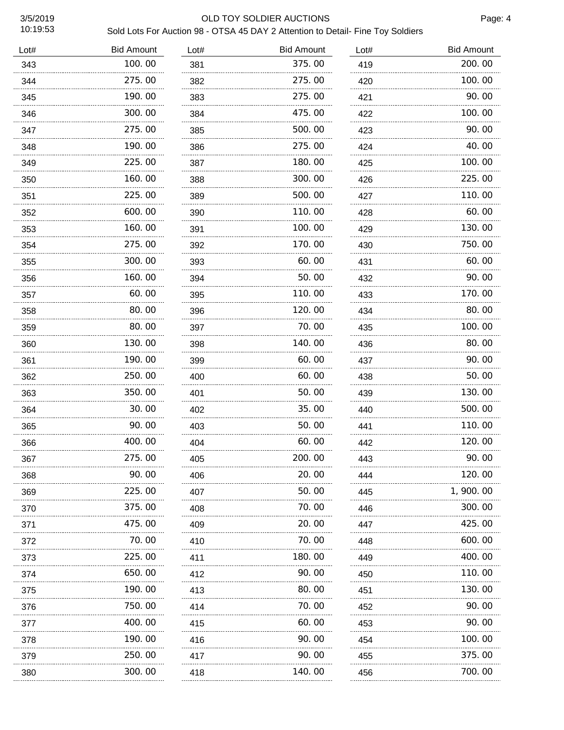# OLD TOY SOLDIER AUCTIONS

## Sold Lots For Auction 98 - OTSA 45 DAY 2 Attention to Detail- Fine Toy Soldiers

| Lot# | Bid Amount | Lot# | Bid Amount | Lot# | Bid Amount |
|---|---|---|---|---|---|
| 343 | 100.00 | 381 | 375.00 | 419 | 200.00 |
| 344 | 275.00 | 382 | 275.00 | 420 | 100.00 |
| 345 | 190.00 | 383 | 275.00 | 421 | 90.00 |
| 346 | 300.00 | 384 | 475.00 | 422 | 100.00 |
| 347 | 275.00 | 385 | 500.00 | 423 | 90.00 |
| 348 | 190.00 | 386 | 275.00 | 424 | 40.00 |
| 349 | 225.00 | 387 | 180.00 | 425 | 100.00 |
| 350 | 160.00 | 388 | 300.00 | 426 | 225.00 |
| 351 | 225.00 | 389 | 500.00 | 427 | 110.00 |
| 352 | 600.00 | 390 | 110.00 | 428 | 60.00 |
| 353 | 160.00 | 391 | 100.00 | 429 | 130.00 |
| 354 | 275.00 | 392 | 170.00 | 430 | 750.00 |
| 355 | 300.00 | 393 | 60.00 | 431 | 60.00 |
| 356 | 160.00 | 394 | 50.00 | 432 | 90.00 |
| 357 | 60.00 | 395 | 110.00 | 433 | 170.00 |
| 358 | 80.00 | 396 | 120.00 | 434 | 80.00 |
| 359 | 80.00 | 397 | 70.00 | 435 | 100.00 |
| 360 | 130.00 | 398 | 140.00 | 436 | 80.00 |
| 361 | 190.00 | 399 | 60.00 | 437 | 90.00 |
| 362 | 250.00 | 400 | 60.00 | 438 | 50.00 |
| 363 | 350.00 | 401 | 50.00 | 439 | 130.00 |
| 364 | 30.00 | 402 | 35.00 | 440 | 500.00 |
| 365 | 90.00 | 403 | 50.00 | 441 | 110.00 |
| 366 | 400.00 | 404 | 60.00 | 442 | 120.00 |
| 367 | 275.00 | 405 | 200.00 | 443 | 90.00 |
| 368 | 90.00 | 406 | 20.00 | 444 | 120.00 |
| 369 | 225.00 | 407 | 50.00 | 445 | 1,900.00 |
| 370 | 375.00 | 408 | 70.00 | 446 | 300.00 |
| 371 | 475.00 | 409 | 20.00 | 447 | 425.00 |
| 372 | 70.00 | 410 | 70.00 | 448 | 600.00 |
| 373 | 225.00 | 411 | 180.00 | 449 | 400.00 |
| 374 | 650.00 | 412 | 90.00 | 450 | 110.00 |
| 375 | 190.00 | 413 | 80.00 | 451 | 130.00 |
| 376 | 750.00 | 414 | 70.00 | 452 | 90.00 |
| 377 | 400.00 | 415 | 60.00 | 453 | 90.00 |
| 378 | 190.00 | 416 | 90.00 | 454 | 100.00 |
| 379 | 250.00 | 417 | 90.00 | 455 | 375.00 |
| 380 | 300.00 | 418 | 140.00 | 456 | 700.00 |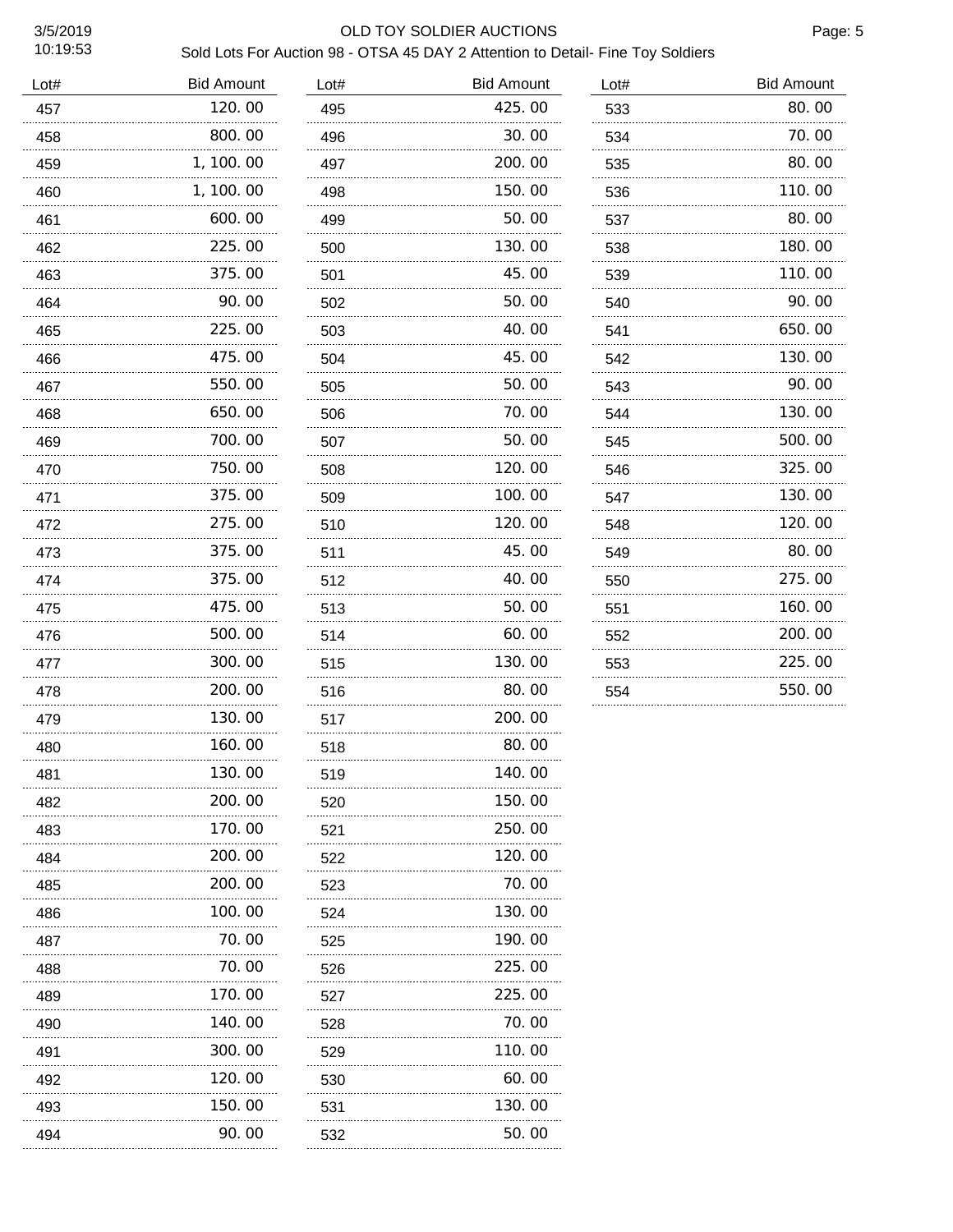| Lot# | Bid Amount | Lot# | Bid Amount | Lot# | Bid Amount |
|---|---|---|---|---|---|
| 457 | 120.00 | 495 | 425.00 | 533 | 80.00 |
| 458 | 800.00 | 496 | 30.00 | 534 | 70.00 |
| 459 | 1,100.00 | 497 | 200.00 | 535 | 80.00 |
| 460 | 1,100.00 | 498 | 150.00 | 536 | 110.00 |
| 461 | 600.00 | 499 | 50.00 | 537 | 80.00 |
| 462 | 225.00 | 500 | 130.00 | 538 | 180.00 |
| 463 | 375.00 | 501 | 45.00 | 539 | 110.00 |
| 464 | 90.00 | 502 | 50.00 | 540 | 90.00 |
| 465 | 225.00 | 503 | 40.00 | 541 | 650.00 |
| 466 | 475.00 | 504 | 45.00 | 542 | 130.00 |
| 467 | 550.00 | 505 | 50.00 | 543 | 90.00 |
| 468 | 650.00 | 506 | 70.00 | 544 | 130.00 |
| 469 | 700.00 | 507 | 50.00 | 545 | 500.00 |
| 470 | 750.00 | 508 | 120.00 | 546 | 325.00 |
| 471 | 375.00 | 509 | 100.00 | 547 | 130.00 |
| 472 | 275.00 | 510 | 120.00 | 548 | 120.00 |
| 473 | 375.00 | 511 | 45.00 | 549 | 80.00 |
| 474 | 375.00 | 512 | 40.00 | 550 | 275.00 |
| 475 | 475.00 | 513 | 50.00 | 551 | 160.00 |
| 476 | 500.00 | 514 | 60.00 | 552 | 200.00 |
| 477 | 300.00 | 515 | 130.00 | 553 | 225.00 |
| 478 | 200.00 | 516 | 80.00 | 554 | 550.00 |
| 479 | 130.00 | 517 | 200.00 | | |
| 480 | 160.00 | 518 | 80.00 | | |
| 481 | 130.00 | 519 | 140.00 | | |
| 482 | 200.00 | 520 | 150.00 | | |
| 483 | 170.00 | 521 | 250.00 | | |
| 484 | 200.00 | 522 | 120.00 | | |
| 485 | 200.00 | 523 | 70.00 | | |
| 486 | 100.00 | 524 | 130.00 | | |
| 487 | 70.00 | 525 | 190.00 | | |
| 488 | 70.00 | 526 | 225.00 | | |
| 489 | 170.00 | 527 | 225.00 | | |
| 490 | 140.00 | 528 | 70.00 | | |
| 491 | 300.00 | 529 | 110.00 | | |
| 492 | 120.00 | 530 | 60.00 | | |
| 493 | 150.00 | 531 | 130.00 | | |
| 494 | 90.00 | 532 | 50.00 | | |